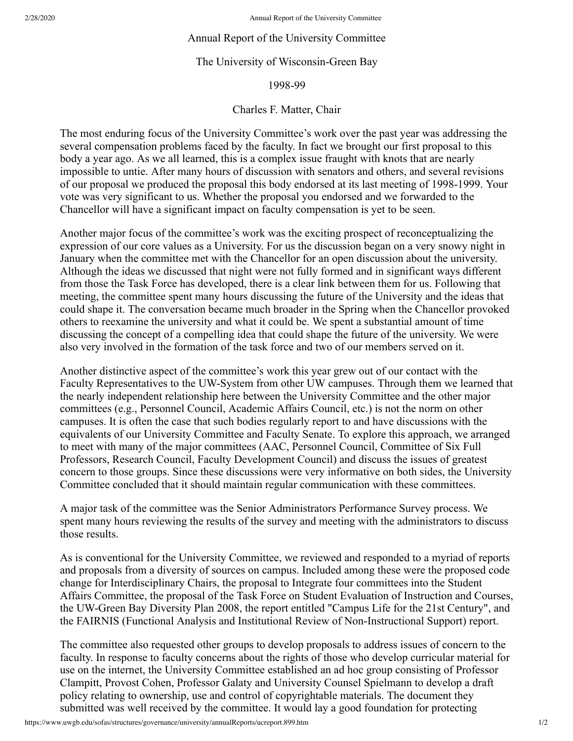# Annual Report of the University Committee

## The University of Wisconsin-Green Bay

## 1998-99

### Charles F. Matter, Chair

The most enduring focus of the University Committee's work over the past year was addressing the several compensation problems faced by the faculty. In fact we brought our first proposal to this body a year ago. As we all learned, this is a complex issue fraught with knots that are nearly impossible to untie. After many hours of discussion with senators and others, and several revisions of our proposal we produced the proposal this body endorsed at its last meeting of 1998-1999. Your vote was very significant to us. Whether the proposal you endorsed and we forwarded to the Chancellor will have a significant impact on faculty compensation is yet to be seen.

Another major focus of the committee's work was the exciting prospect of reconceptualizing the expression of our core values as a University. For us the discussion began on a very snowy night in January when the committee met with the Chancellor for an open discussion about the university. Although the ideas we discussed that night were not fully formed and in significant ways different from those the Task Force has developed, there is a clear link between them for us. Following that meeting, the committee spent many hours discussing the future of the University and the ideas that could shape it. The conversation became much broader in the Spring when the Chancellor provoked others to reexamine the university and what it could be. We spent a substantial amount of time discussing the concept of a compelling idea that could shape the future of the university. We were also very involved in the formation of the task force and two of our members served on it.

Another distinctive aspect of the committee's work this year grew out of our contact with the Faculty Representatives to the UW-System from other UW campuses. Through them we learned that the nearly independent relationship here between the University Committee and the other major committees (e.g., Personnel Council, Academic Affairs Council, etc.) is not the norm on other campuses. It is often the case that such bodies regularly report to and have discussions with the equivalents of our University Committee and Faculty Senate. To explore this approach, we arranged to meet with many of the major committees (AAC, Personnel Council, Committee of Six Full Professors, Research Council, Faculty Development Council) and discuss the issues of greatest concern to those groups. Since these discussions were very informative on both sides, the University Committee concluded that it should maintain regular communication with these committees.

A major task of the committee was the Senior Administrators Performance Survey process. We spent many hours reviewing the results of the survey and meeting with the administrators to discuss those results.

As is conventional for the University Committee, we reviewed and responded to a myriad of reports and proposals from a diversity of sources on campus. Included among these were the proposed code change for Interdisciplinary Chairs, the proposal to Integrate four committees into the Student Affairs Committee, the proposal of the Task Force on Student Evaluation of Instruction and Courses, the UW-Green Bay Diversity Plan 2008, the report entitled "Campus Life for the 21st Century", and the FAIRNIS (Functional Analysis and Institutional Review of Non-Instructional Support) report.

The committee also requested other groups to develop proposals to address issues of concern to the faculty. In response to faculty concerns about the rights of those who develop curricular material for use on the internet, the University Committee established an ad hoc group consisting of Professor Clampitt, Provost Cohen, Professor Galaty and University Counsel Spielmann to develop a draft policy relating to ownership, use and control of copyrightable materials. The document they submitted was well received by the committee. It would lay a good foundation for protecting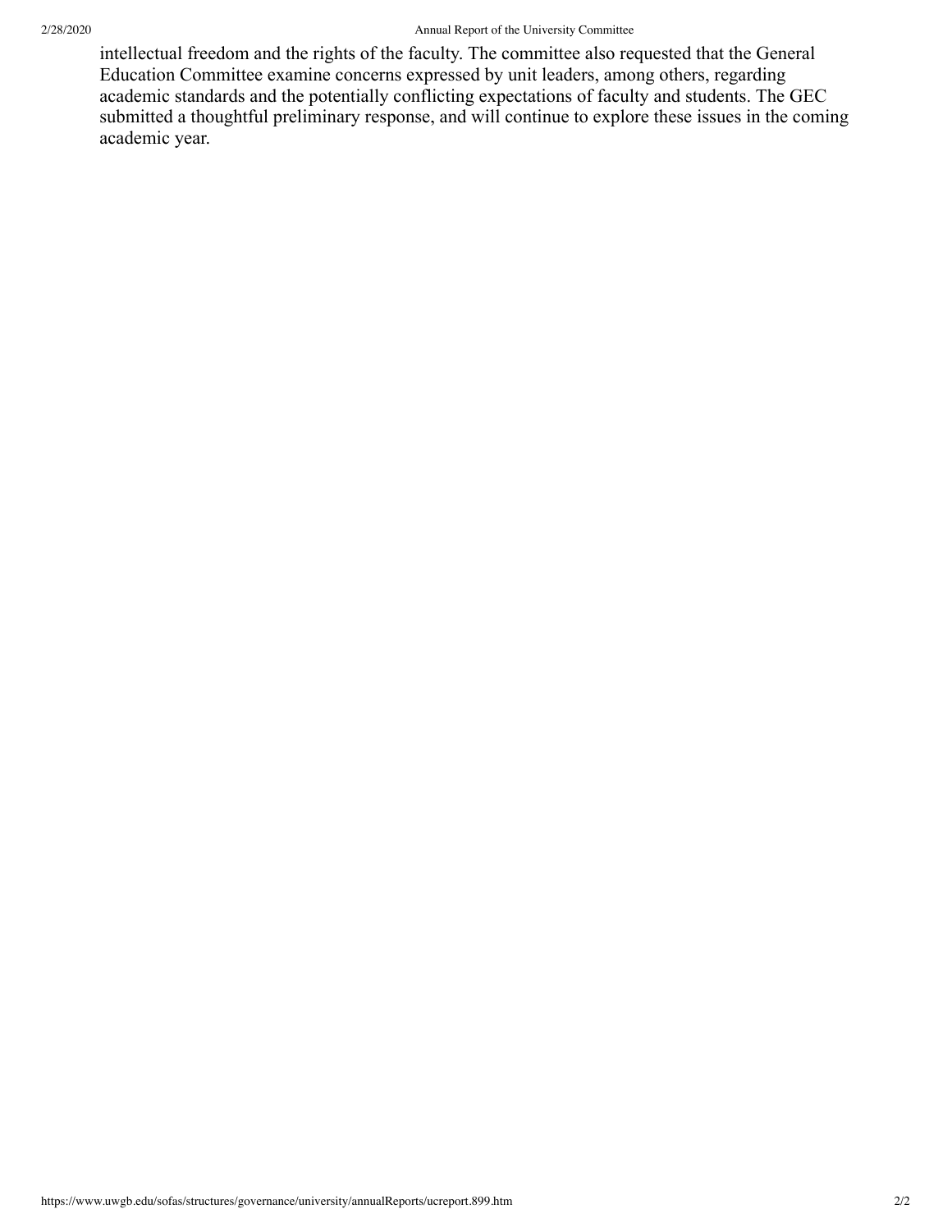intellectual freedom and the rights of the faculty. The committee also requested that the General Education Committee examine concerns expressed by unit leaders, among others, regarding academic standards and the potentially conflicting expectations of faculty and students. The GEC submitted a thoughtful preliminary response, and will continue to explore these issues in the coming academic year.